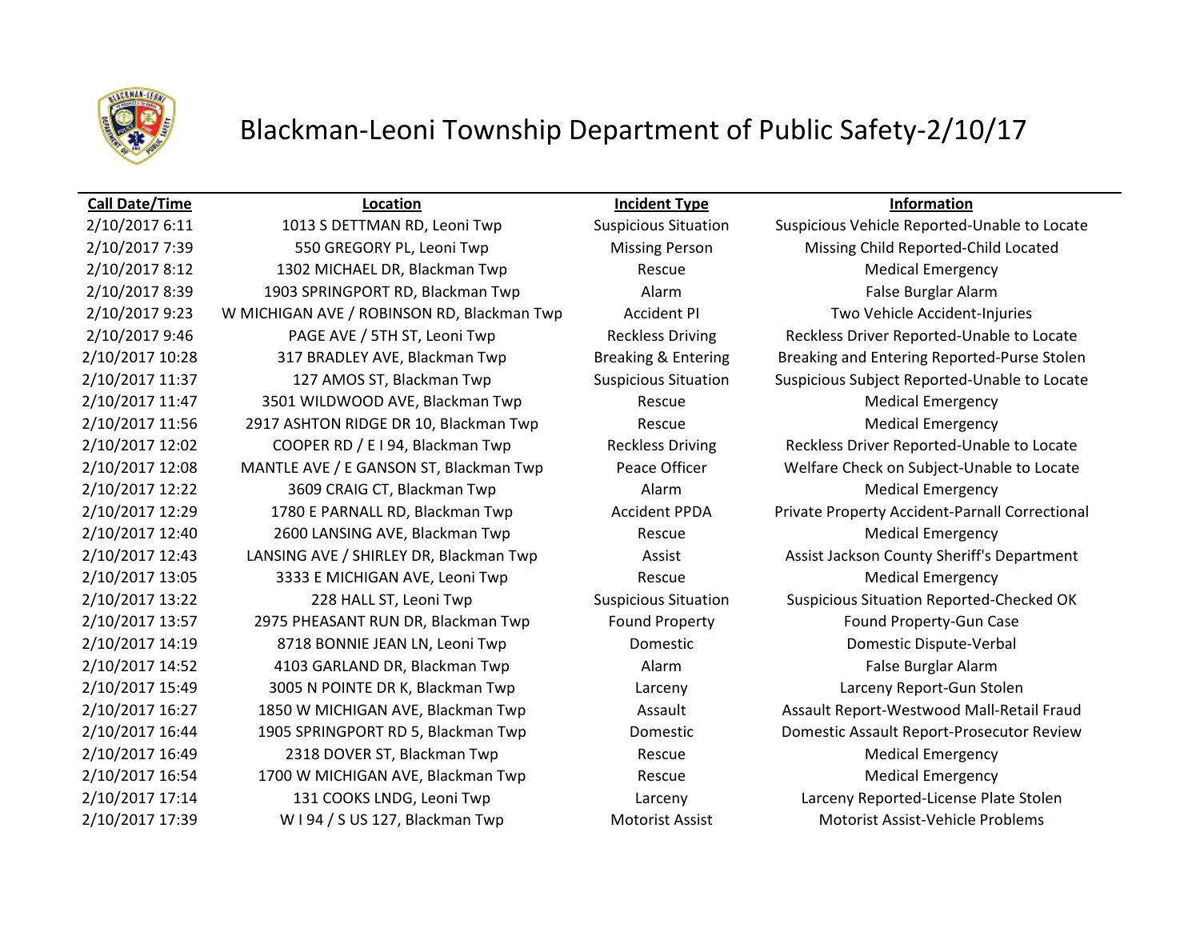# Blackman-Leoni Township Department of Public Safety-2/10/17

| Call Date/Time | Location | Incident Type | Information |
|---|---|---|---|
| 2/10/2017 6:11 | 1013 S DETTMAN RD, Leoni Twp | Suspicious Situation | Suspicious Vehicle Reported-Unable to Locate |
| 2/10/2017 7:39 | 550 GREGORY PL, Leoni Twp | Missing Person | Missing Child Reported-Child Located |
| 2/10/2017 8:12 | 1302 MICHAEL DR, Blackman Twp | Rescue | Medical Emergency |
| 2/10/2017 8:39 | 1903 SPRINGPORT RD, Blackman Twp | Alarm | False Burglar Alarm |
| 2/10/2017 9:23 | W MICHIGAN AVE / ROBINSON RD, Blackman Twp | Accident PI | Two Vehicle Accident-Injuries |
| 2/10/2017 9:46 | PAGE AVE / 5TH ST, Leoni Twp | Reckless Driving | Reckless Driver Reported-Unable to Locate |
| 2/10/2017 10:28 | 317 BRADLEY AVE, Blackman Twp | Breaking & Entering | Breaking and Entering Reported-Purse Stolen |
| 2/10/2017 11:37 | 127 AMOS ST, Blackman Twp | Suspicious Situation | Suspicious Subject Reported-Unable to Locate |
| 2/10/2017 11:47 | 3501 WILDWOOD AVE, Blackman Twp | Rescue | Medical Emergency |
| 2/10/2017 11:56 | 2917 ASHTON RIDGE DR 10, Blackman Twp | Rescue | Medical Emergency |
| 2/10/2017 12:02 | COOPER RD / E I 94, Blackman Twp | Reckless Driving | Reckless Driver Reported-Unable to Locate |
| 2/10/2017 12:08 | MANTLE AVE / E GANSON ST, Blackman Twp | Peace Officer | Welfare Check on Subject-Unable to Locate |
| 2/10/2017 12:22 | 3609 CRAIG CT, Blackman Twp | Alarm | Medical Emergency |
| 2/10/2017 12:29 | 1780 E PARNALL RD, Blackman Twp | Accident PPDA | Private Property Accident-Parnall Correctional |
| 2/10/2017 12:40 | 2600 LANSING AVE, Blackman Twp | Rescue | Medical Emergency |
| 2/10/2017 12:43 | LANSING AVE / SHIRLEY DR, Blackman Twp | Assist | Assist Jackson County Sheriff's Department |
| 2/10/2017 13:05 | 3333 E MICHIGAN AVE, Leoni Twp | Rescue | Medical Emergency |
| 2/10/2017 13:22 | 228 HALL ST, Leoni Twp | Suspicious Situation | Suspicious Situation Reported-Checked OK |
| 2/10/2017 13:57 | 2975 PHEASANT RUN DR, Blackman Twp | Found Property | Found Property-Gun Case |
| 2/10/2017 14:19 | 8718 BONNIE JEAN LN, Leoni Twp | Domestic | Domestic Dispute-Verbal |
| 2/10/2017 14:52 | 4103 GARLAND DR, Blackman Twp | Alarm | False Burglar Alarm |
| 2/10/2017 15:49 | 3005 N POINTE DR K, Blackman Twp | Larceny | Larceny Report-Gun Stolen |
| 2/10/2017 16:27 | 1850 W MICHIGAN AVE, Blackman Twp | Assault | Assault Report-Westwood Mall-Retail Fraud |
| 2/10/2017 16:44 | 1905 SPRINGPORT RD 5, Blackman Twp | Domestic | Domestic Assault Report-Prosecutor Review |
| 2/10/2017 16:49 | 2318 DOVER ST, Blackman Twp | Rescue | Medical Emergency |
| 2/10/2017 16:54 | 1700 W MICHIGAN AVE, Blackman Twp | Rescue | Medical Emergency |
| 2/10/2017 17:14 | 131 COOKS LNDG, Leoni Twp | Larceny | Larceny Reported-License Plate Stolen |
| 2/10/2017 17:39 | W I 94 / S US 127, Blackman Twp | Motorist Assist | Motorist Assist-Vehicle Problems |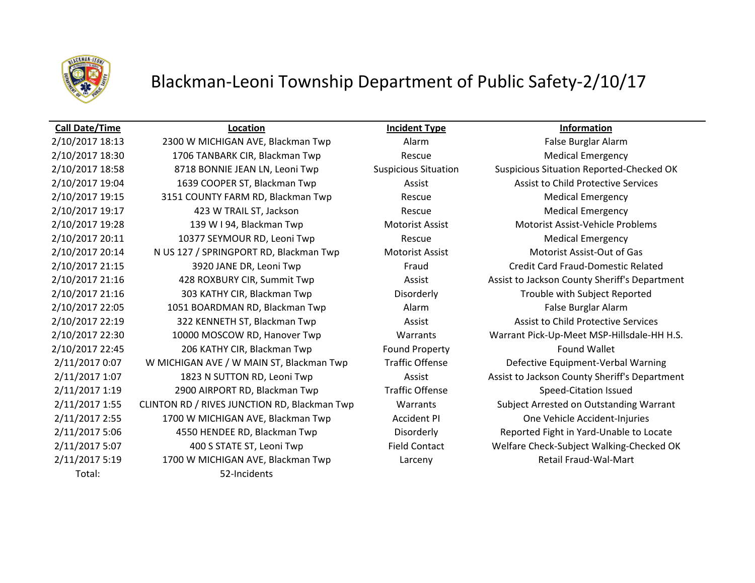# Blackman-Leoni Township Department of Public Safety-2/10/17

| Call Date/Time | Location | Incident Type | Information |
|---|---|---|---|
| 2/10/2017 18:13 | 2300 W MICHIGAN AVE, Blackman Twp | Alarm | False Burglar Alarm |
| 2/10/2017 18:30 | 1706 TANBARK CIR, Blackman Twp | Rescue | Medical Emergency |
| 2/10/2017 18:58 | 8718 BONNIE JEAN LN, Leoni Twp | Suspicious Situation | Suspicious Situation Reported-Checked OK |
| 2/10/2017 19:04 | 1639 COOPER ST, Blackman Twp | Assist | Assist to Child Protective Services |
| 2/10/2017 19:15 | 3151 COUNTY FARM RD, Blackman Twp | Rescue | Medical Emergency |
| 2/10/2017 19:17 | 423 W TRAIL ST, Jackson | Rescue | Medical Emergency |
| 2/10/2017 19:28 | 139 W I 94, Blackman Twp | Motorist Assist | Motorist Assist-Vehicle Problems |
| 2/10/2017 20:11 | 10377 SEYMOUR RD, Leoni Twp | Rescue | Medical Emergency |
| 2/10/2017 20:14 | N US 127 / SPRINGPORT RD, Blackman Twp | Motorist Assist | Motorist Assist-Out of Gas |
| 2/10/2017 21:15 | 3920 JANE DR, Leoni Twp | Fraud | Credit Card Fraud-Domestic Related |
| 2/10/2017 21:16 | 428 ROXBURY CIR, Summit Twp | Assist | Assist to Jackson County Sheriff's Department |
| 2/10/2017 21:16 | 303 KATHY CIR, Blackman Twp | Disorderly | Trouble with Subject Reported |
| 2/10/2017 22:05 | 1051 BOARDMAN RD, Blackman Twp | Alarm | False Burglar Alarm |
| 2/10/2017 22:19 | 322 KENNETH ST, Blackman Twp | Assist | Assist to Child Protective Services |
| 2/10/2017 22:30 | 10000 MOSCOW RD, Hanover Twp | Warrants | Warrant Pick-Up-Meet MSP-Hillsdale-HH H.S. |
| 2/10/2017 22:45 | 206 KATHY CIR, Blackman Twp | Found Property | Found Wallet |
| 2/11/2017 0:07 | W MICHIGAN AVE / W MAIN ST, Blackman Twp | Traffic Offense | Defective Equipment-Verbal Warning |
| 2/11/2017 1:07 | 1823 N SUTTON RD, Leoni Twp | Assist | Assist to Jackson County Sheriff's Department |
| 2/11/2017 1:19 | 2900 AIRPORT RD, Blackman Twp | Traffic Offense | Speed-Citation Issued |
| 2/11/2017 1:55 | CLINTON RD / RIVES JUNCTION RD, Blackman Twp | Warrants | Subject Arrested on Outstanding Warrant |
| 2/11/2017 2:55 | 1700 W MICHIGAN AVE, Blackman Twp | Accident PI | One Vehicle Accident-Injuries |
| 2/11/2017 5:06 | 4550 HENDEE RD, Blackman Twp | Disorderly | Reported Fight in Yard-Unable to Locate |
| 2/11/2017 5:07 | 400 S STATE ST, Leoni Twp | Field Contact | Welfare Check-Subject Walking-Checked OK |
| 2/11/2017 5:19 | 1700 W MICHIGAN AVE, Blackman Twp | Larceny | Retail Fraud-Wal-Mart |
| Total: | 52-Incidents | | |